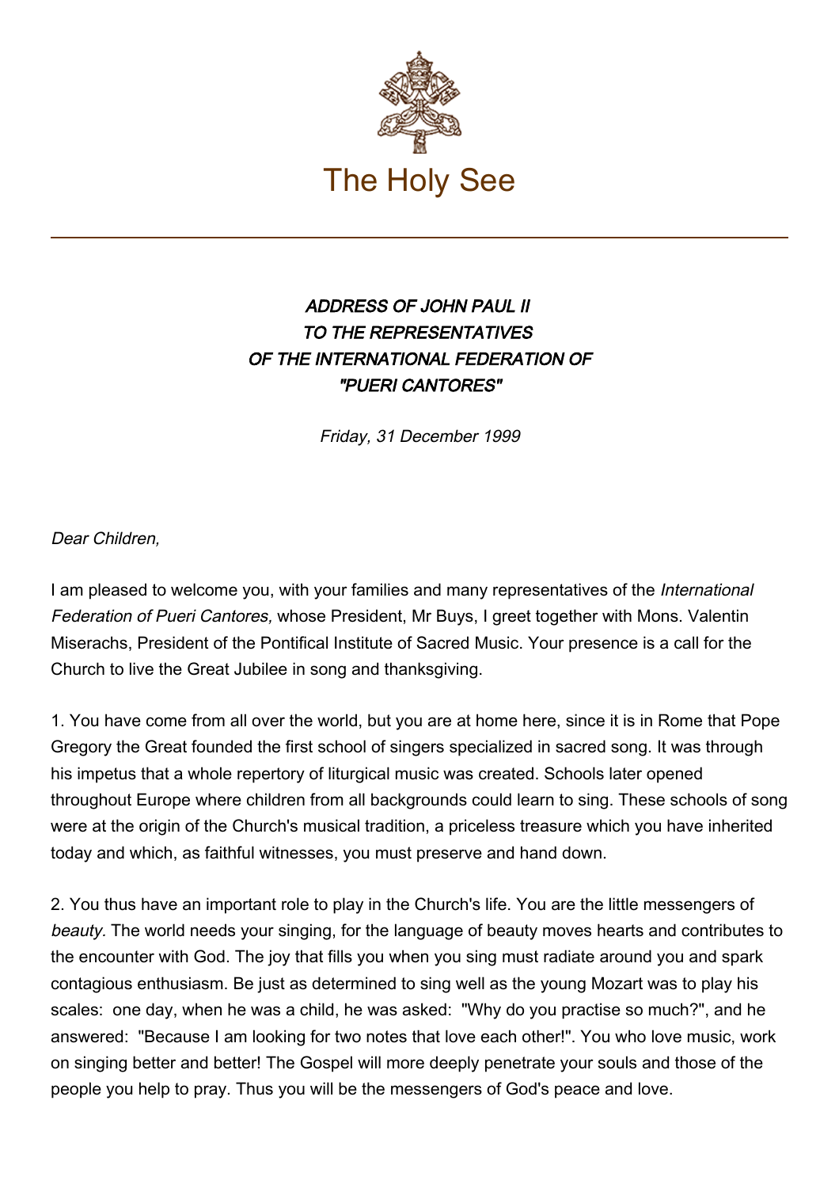# The Holy See

***ADDRESS OF JOHN PAUL II TO THE REPRESENTATIVES OF THE INTERNATIONAL FEDERATION OF "PUERI CANTORES"***

*Friday, 31 December 1999*

*Dear Children,*

I am pleased to welcome you, with your families and many representatives of the *International Federation of Pueri Cantores,* whose President, Mr Buys, I greet together with Mons. Valentin Miserachs, President of the Pontifical Institute of Sacred Music. Your presence is a call for the Church to live the Great Jubilee in song and thanksgiving.

1. You have come from all over the world, but you are at home here, since it is in Rome that Pope Gregory the Great founded the first school of singers specialized in sacred song. It was through his impetus that a whole repertory of liturgical music was created. Schools later opened throughout Europe where children from all backgrounds could learn to sing. These schools of song were at the origin of the Church's musical tradition, a priceless treasure which you have inherited today and which, as faithful witnesses, you must preserve and hand down.

2. You thus have an important role to play in the Church's life. You are the little messengers of *beauty.* The world needs your singing, for the language of beauty moves hearts and contributes to the encounter with God. The joy that fills you when you sing must radiate around you and spark contagious enthusiasm. Be just as determined to sing well as the young Mozart was to play his scales: one day, when he was a child, he was asked: "Why do you practise so much?", and he answered: "Because I am looking for two notes that love each other!". You who love music, work on singing better and better! The Gospel will more deeply penetrate your souls and those of the people you help to pray. Thus you will be the messengers of God's peace and love.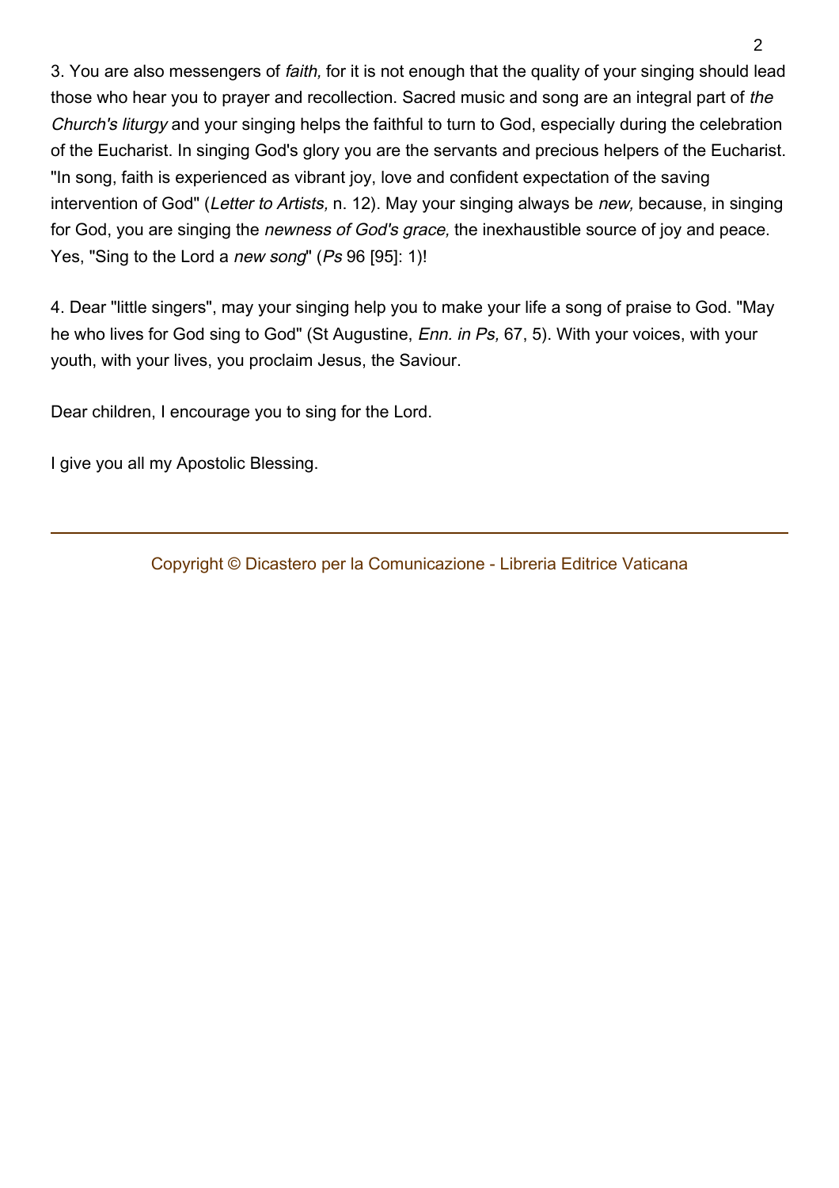3. You are also messengers of *faith,* for it is not enough that the quality of your singing should lead those who hear you to prayer and recollection. Sacred music and song are an integral part of *the Church's liturgy* and your singing helps the faithful to turn to God, especially during the celebration of the Eucharist. In singing God's glory you are the servants and precious helpers of the Eucharist. "In song, faith is experienced as vibrant joy, love and confident expectation of the saving intervention of God" (*Letter to Artists,* n. 12). May your singing always be *new,* because, in singing for God, you are singing the *newness of God's grace,* the inexhaustible source of joy and peace. Yes, "Sing to the Lord a *new song*" (*Ps* 96 [95]: 1)!

4. Dear "little singers", may your singing help you to make your life a song of praise to God. "May he who lives for God sing to God" (St Augustine, *Enn. in Ps,* 67, 5). With your voices, with your youth, with your lives, you proclaim Jesus, the Saviour.

Dear children, I encourage you to sing for the Lord.

I give you all my Apostolic Blessing.

---

Copyright © Dicastero per la Comunicazione - Libreria Editrice Vaticana